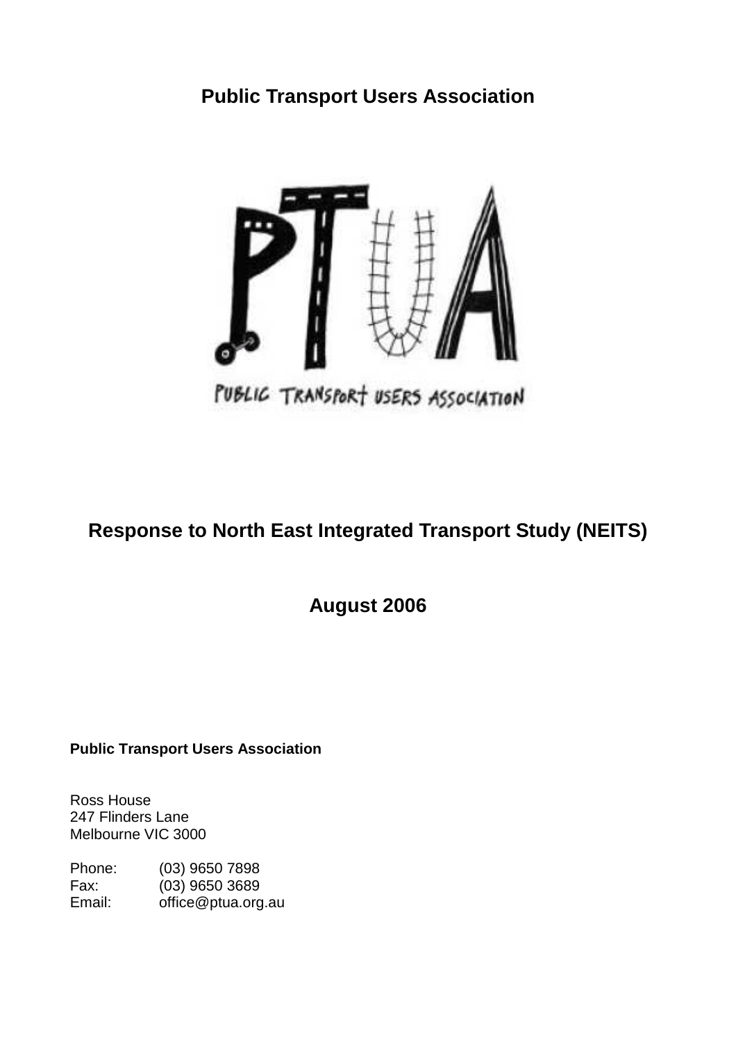# Public Transport Users Association

# Response to North East Integrated Transport Study (NEITS)

## August 2006

**Public Transport Users Association**

Ross House
247 Flinders Lane
Melbourne VIC 3000

Phone: (03) 9650 7898
Fax: (03) 9650 3689
Email: office@ptua.org.au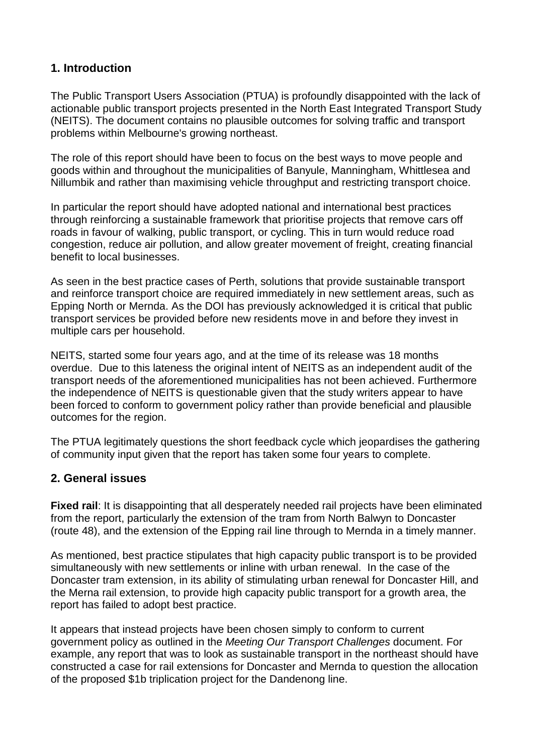## 1. Introduction

The Public Transport Users Association (PTUA) is profoundly disappointed with the lack of actionable public transport projects presented in the North East Integrated Transport Study (NEITS). The document contains no plausible outcomes for solving traffic and transport problems within Melbourne's growing northeast.

The role of this report should have been to focus on the best ways to move people and goods within and throughout the municipalities of Banyule, Manningham, Whittlesea and Nillumbik and rather than maximising vehicle throughput and restricting transport choice.

In particular the report should have adopted national and international best practices through reinforcing a sustainable framework that prioritise projects that remove cars off roads in favour of walking, public transport, or cycling. This in turn would reduce road congestion, reduce air pollution, and allow greater movement of freight, creating financial benefit to local businesses.

As seen in the best practice cases of Perth, solutions that provide sustainable transport and reinforce transport choice are required immediately in new settlement areas, such as Epping North or Mernda. As the DOI has previously acknowledged it is critical that public transport services be provided before new residents move in and before they invest in multiple cars per household.

NEITS, started some four years ago, and at the time of its release was 18 months overdue. Due to this lateness the original intent of NEITS as an independent audit of the transport needs of the aforementioned municipalities has not been achieved. Furthermore the independence of NEITS is questionable given that the study writers appear to have been forced to conform to government policy rather than provide beneficial and plausible outcomes for the region.

The PTUA legitimately questions the short feedback cycle which jeopardises the gathering of community input given that the report has taken some four years to complete.

## 2. General issues

**Fixed rail**: It is disappointing that all desperately needed rail projects have been eliminated from the report, particularly the extension of the tram from North Balwyn to Doncaster (route 48), and the extension of the Epping rail line through to Mernda in a timely manner.

As mentioned, best practice stipulates that high capacity public transport is to be provided simultaneously with new settlements or inline with urban renewal. In the case of the Doncaster tram extension, in its ability of stimulating urban renewal for Doncaster Hill, and the Merna rail extension, to provide high capacity public transport for a growth area, the report has failed to adopt best practice.

It appears that instead projects have been chosen simply to conform to current government policy as outlined in the *Meeting Our Transport Challenges* document. For example, any report that was to look as sustainable transport in the northeast should have constructed a case for rail extensions for Doncaster and Mernda to question the allocation of the proposed $1b triplication project for the Dandenong line.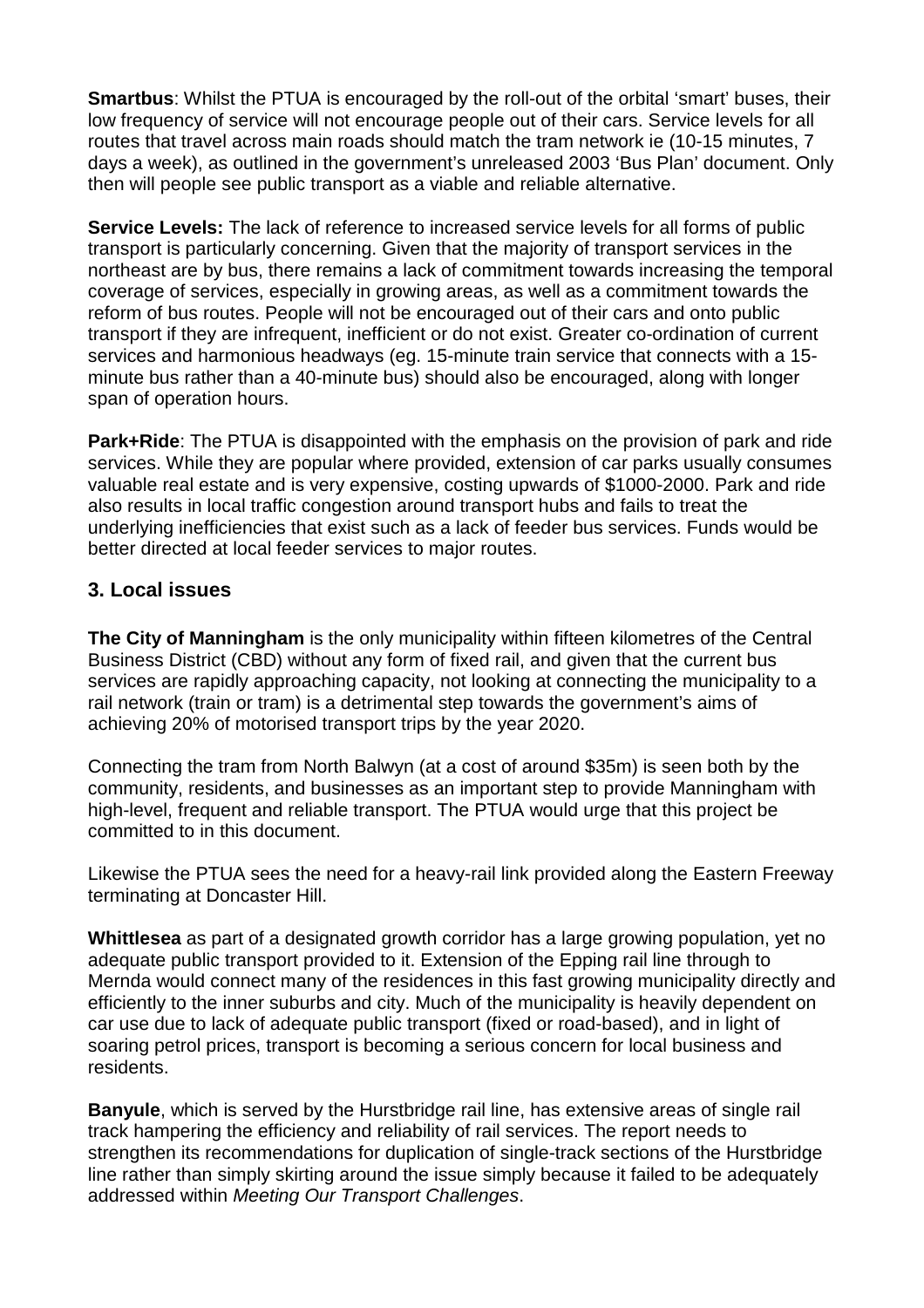**Smartbus**: Whilst the PTUA is encouraged by the roll-out of the orbital ‘smart’ buses, their low frequency of service will not encourage people out of their cars. Service levels for all routes that travel across main roads should match the tram network ie (10-15 minutes, 7 days a week), as outlined in the government’s unreleased 2003 ‘Bus Plan’ document. Only then will people see public transport as a viable and reliable alternative.

**Service Levels:** The lack of reference to increased service levels for all forms of public transport is particularly concerning. Given that the majority of transport services in the northeast are by bus, there remains a lack of commitment towards increasing the temporal coverage of services, especially in growing areas, as well as a commitment towards the reform of bus routes. People will not be encouraged out of their cars and onto public transport if they are infrequent, inefficient or do not exist. Greater co-ordination of current services and harmonious headways (eg. 15-minute train service that connects with a 15-minute bus rather than a 40-minute bus) should also be encouraged, along with longer span of operation hours.

**Park+Ride**: The PTUA is disappointed with the emphasis on the provision of park and ride services. While they are popular where provided, extension of car parks usually consumes valuable real estate and is very expensive, costing upwards of $1000-2000. Park and ride also results in local traffic congestion around transport hubs and fails to treat the underlying inefficiencies that exist such as a lack of feeder bus services. Funds would be better directed at local feeder services to major routes.

## 3. Local issues

**The City of Manningham** is the only municipality within fifteen kilometres of the Central Business District (CBD) without any form of fixed rail, and given that the current bus services are rapidly approaching capacity, not looking at connecting the municipality to a rail network (train or tram) is a detrimental step towards the government’s aims of achieving 20% of motorised transport trips by the year 2020.

Connecting the tram from North Balwyn (at a cost of around $35m) is seen both by the community, residents, and businesses as an important step to provide Manningham with high-level, frequent and reliable transport. The PTUA would urge that this project be committed to in this document.

Likewise the PTUA sees the need for a heavy-rail link provided along the Eastern Freeway terminating at Doncaster Hill.

**Whittlesea** as part of a designated growth corridor has a large growing population, yet no adequate public transport provided to it. Extension of the Epping rail line through to Mernda would connect many of the residences in this fast growing municipality directly and efficiently to the inner suburbs and city. Much of the municipality is heavily dependent on car use due to lack of adequate public transport (fixed or road-based), and in light of soaring petrol prices, transport is becoming a serious concern for local business and residents.

**Banyule**, which is served by the Hurstbridge rail line, has extensive areas of single rail track hampering the efficiency and reliability of rail services. The report needs to strengthen its recommendations for duplication of single-track sections of the Hurstbridge line rather than simply skirting around the issue simply because it failed to be adequately addressed within *Meeting Our Transport Challenges*.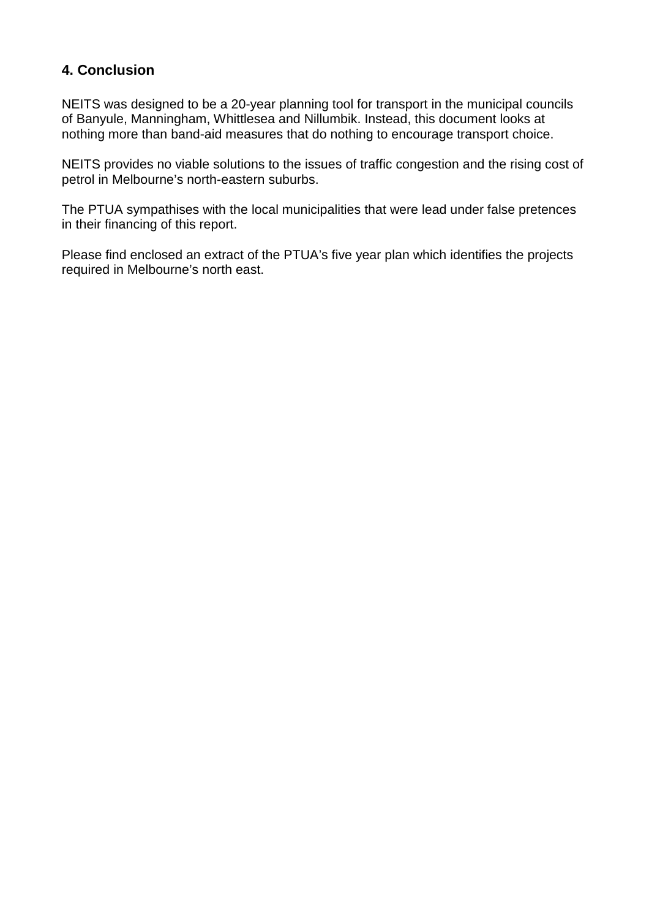## 4. Conclusion

NEITS was designed to be a 20-year planning tool for transport in the municipal councils of Banyule, Manningham, Whittlesea and Nillumbik. Instead, this document looks at nothing more than band-aid measures that do nothing to encourage transport choice.

NEITS provides no viable solutions to the issues of traffic congestion and the rising cost of petrol in Melbourne's north-eastern suburbs.

The PTUA sympathises with the local municipalities that were lead under false pretences in their financing of this report.

Please find enclosed an extract of the PTUA's five year plan which identifies the projects required in Melbourne's north east.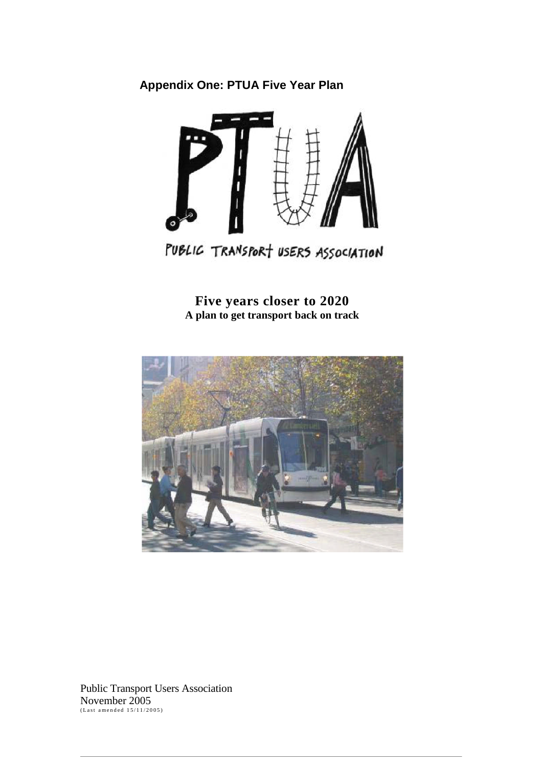**Appendix One: PTUA Five Year Plan**

PUBLIC TRANSPORT USERS ASSOCIATION

**Five years closer to 2020**
**A plan to get transport back on track**

Public Transport Users Association
November 2005
(Last amended 15/11/2005)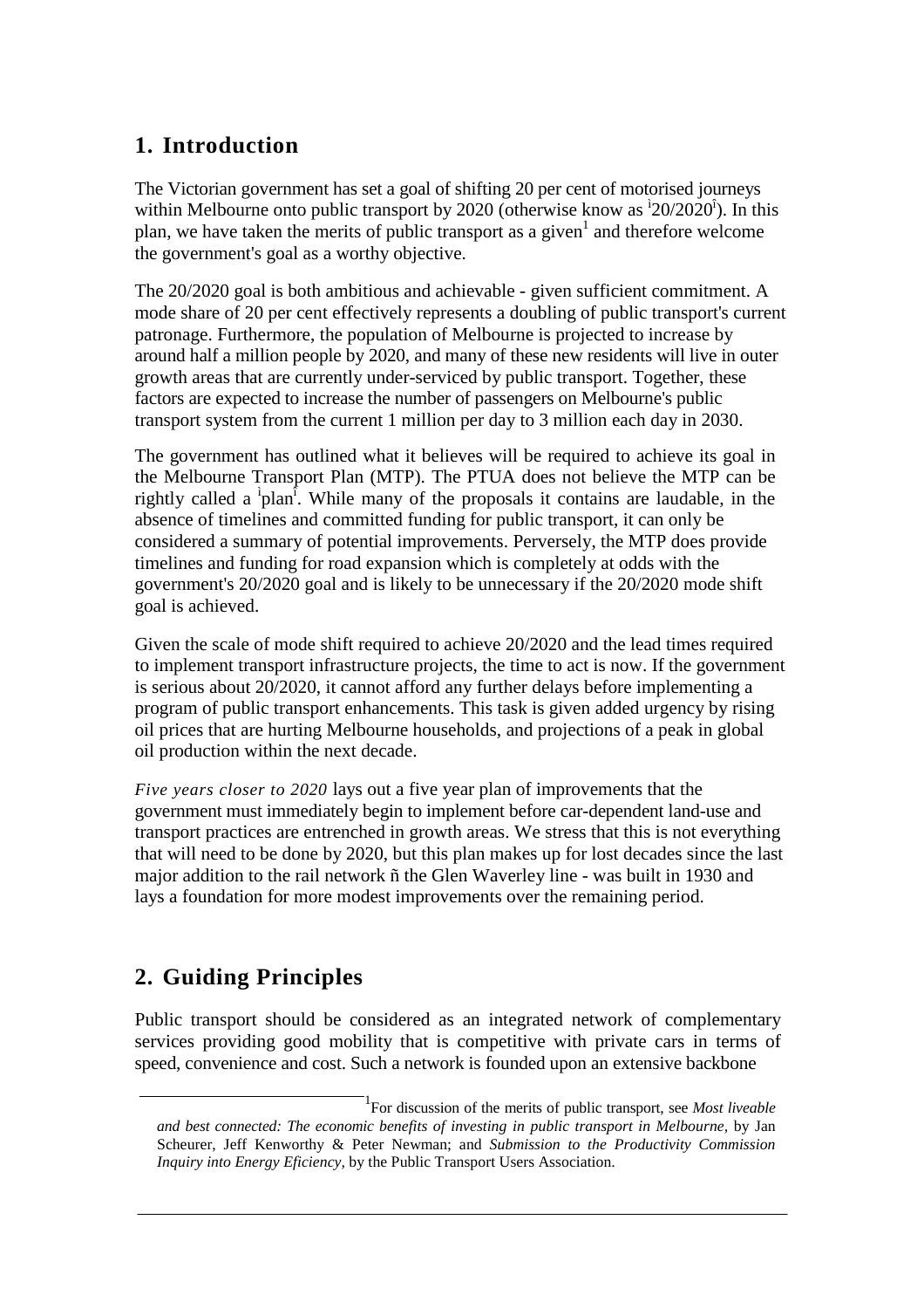## 1. Introduction

The Victorian government has set a goal of shifting 20 per cent of motorised journeys within Melbourne onto public transport by 2020 (otherwise know as ì20/2020î). In this plan, we have taken the merits of public transport as a given[1] and therefore welcome the government's goal as a worthy objective.

The 20/2020 goal is both ambitious and achievable - given sufficient commitment. A mode share of 20 per cent effectively represents a doubling of public transport's current patronage. Furthermore, the population of Melbourne is projected to increase by around half a million people by 2020, and many of these new residents will live in outer growth areas that are currently under-serviced by public transport. Together, these factors are expected to increase the number of passengers on Melbourne's public transport system from the current 1 million per day to 3 million each day in 2030.

The government has outlined what it believes will be required to achieve its goal in the Melbourne Transport Plan (MTP). The PTUA does not believe the MTP can be rightly called a ìplanî. While many of the proposals it contains are laudable, in the absence of timelines and committed funding for public transport, it can only be considered a summary of potential improvements. Perversely, the MTP does provide timelines and funding for road expansion which is completely at odds with the government's 20/2020 goal and is likely to be unnecessary if the 20/2020 mode shift goal is achieved.

Given the scale of mode shift required to achieve 20/2020 and the lead times required to implement transport infrastructure projects, the time to act is now. If the government is serious about 20/2020, it cannot afford any further delays before implementing a program of public transport enhancements. This task is given added urgency by rising oil prices that are hurting Melbourne households, and projections of a peak in global oil production within the next decade.

*Five years closer to 2020* lays out a five year plan of improvements that the government must immediately begin to implement before car-dependent land-use and transport practices are entrenched in growth areas. We stress that this is not everything that will need to be done by 2020, but this plan makes up for lost decades since the last major addition to the rail network ñ the Glen Waverley line - was built in 1930 and lays a foundation for more modest improvements over the remaining period.

## 2. Guiding Principles

Public transport should be considered as an integrated network of complementary services providing good mobility that is competitive with private cars in terms of speed, convenience and cost. Such a network is founded upon an extensive backbone

[1] For discussion of the merits of public transport, see *Most liveable and best connected: The economic benefits of investing in public transport in Melbourne,* by Jan Scheurer, Jeff Kenworthy & Peter Newman; and *Submission to the Productivity Commission Inquiry into Energy Eficiency,* by the Public Transport Users Association.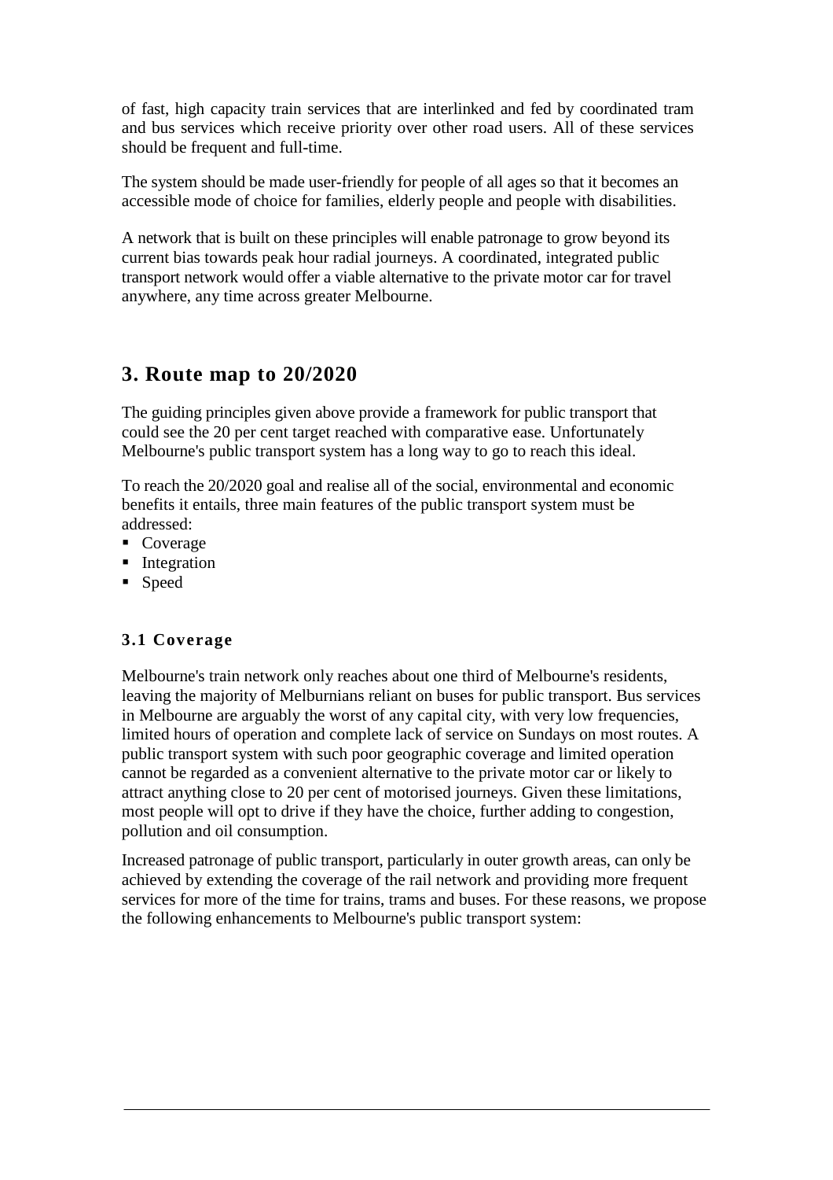of fast, high capacity train services that are interlinked and fed by coordinated tram and bus services which receive priority over other road users. All of these services should be frequent and full-time.

The system should be made user-friendly for people of all ages so that it becomes an accessible mode of choice for families, elderly people and people with disabilities.

A network that is built on these principles will enable patronage to grow beyond its current bias towards peak hour radial journeys. A coordinated, integrated public transport network would offer a viable alternative to the private motor car for travel anywhere, any time across greater Melbourne.

## 3. Route map to 20/2020

The guiding principles given above provide a framework for public transport that could see the 20 per cent target reached with comparative ease. Unfortunately Melbourne's public transport system has a long way to go to reach this ideal.

To reach the 20/2020 goal and realise all of the social, environmental and economic benefits it entails, three main features of the public transport system must be addressed:

- Coverage
- Integration
- Speed

### 3.1 Coverage

Melbourne's train network only reaches about one third of Melbourne's residents, leaving the majority of Melburnians reliant on buses for public transport. Bus services in Melbourne are arguably the worst of any capital city, with very low frequencies, limited hours of operation and complete lack of service on Sundays on most routes. A public transport system with such poor geographic coverage and limited operation cannot be regarded as a convenient alternative to the private motor car or likely to attract anything close to 20 per cent of motorised journeys. Given these limitations, most people will opt to drive if they have the choice, further adding to congestion, pollution and oil consumption.

Increased patronage of public transport, particularly in outer growth areas, can only be achieved by extending the coverage of the rail network and providing more frequent services for more of the time for trains, trams and buses. For these reasons, we propose the following enhancements to Melbourne's public transport system: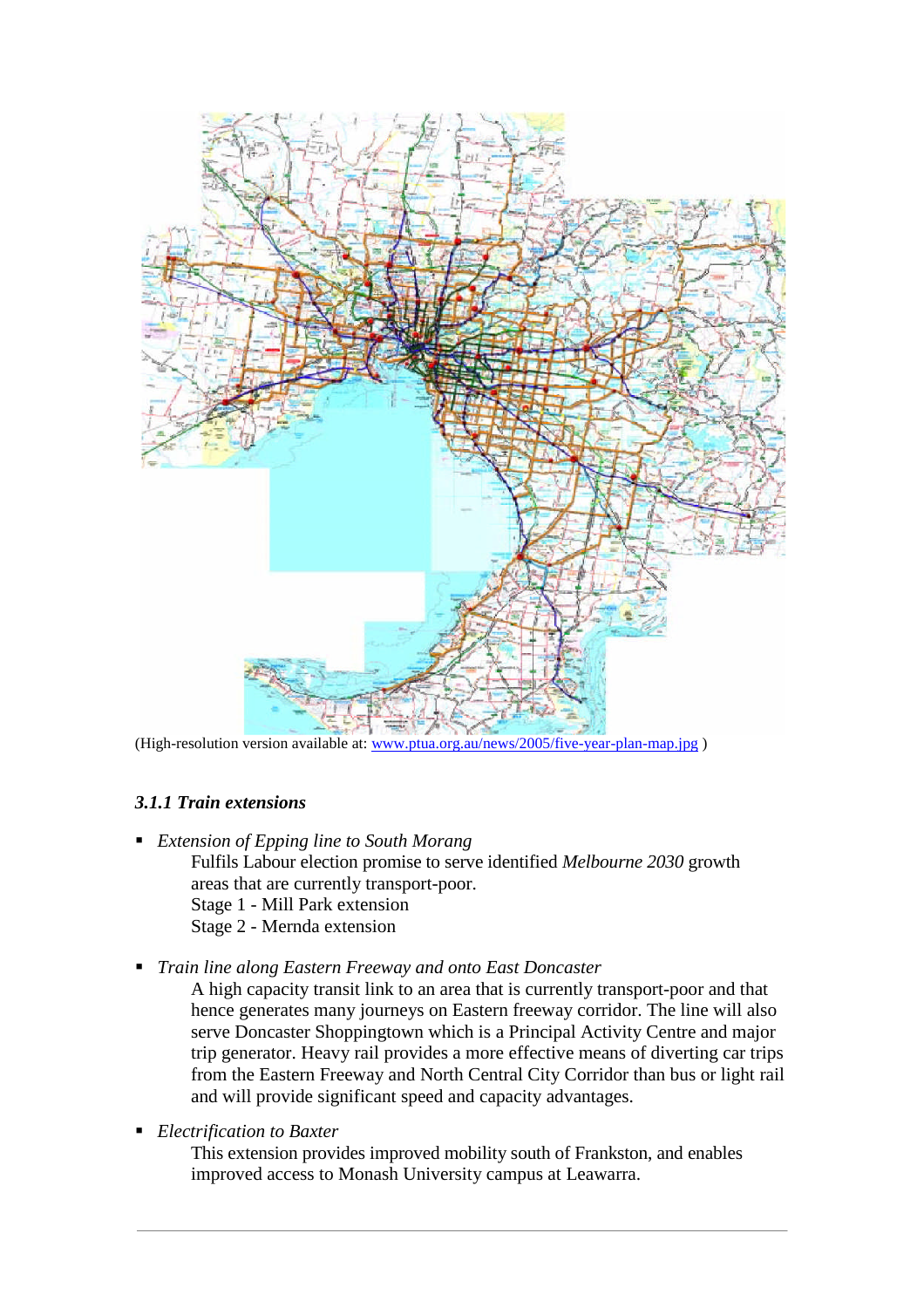(High-resolution version available at: [www.ptua.org.au/news/2005/five-year-plan-map.jpg](http://www.ptua.org.au/news/2005/five-year-plan-map.jpg) )

### *3.1.1 Train extensions*

- *Extension of Epping line to South Morang*
  Fulfils Labour election promise to serve identified *Melbourne 2030* growth areas that are currently transport-poor.
  Stage 1 - Mill Park extension
  Stage 2 - Mernda extension

- *Train line along Eastern Freeway and onto East Doncaster*
  A high capacity transit link to an area that is currently transport-poor and that hence generates many journeys on Eastern freeway corridor. The line will also serve Doncaster Shoppingtown which is a Principal Activity Centre and major trip generator. Heavy rail provides a more effective means of diverting car trips from the Eastern Freeway and North Central City Corridor than bus or light rail and will provide significant speed and capacity advantages.

- *Electrification to Baxter*
  This extension provides improved mobility south of Frankston, and enables improved access to Monash University campus at Leawarra.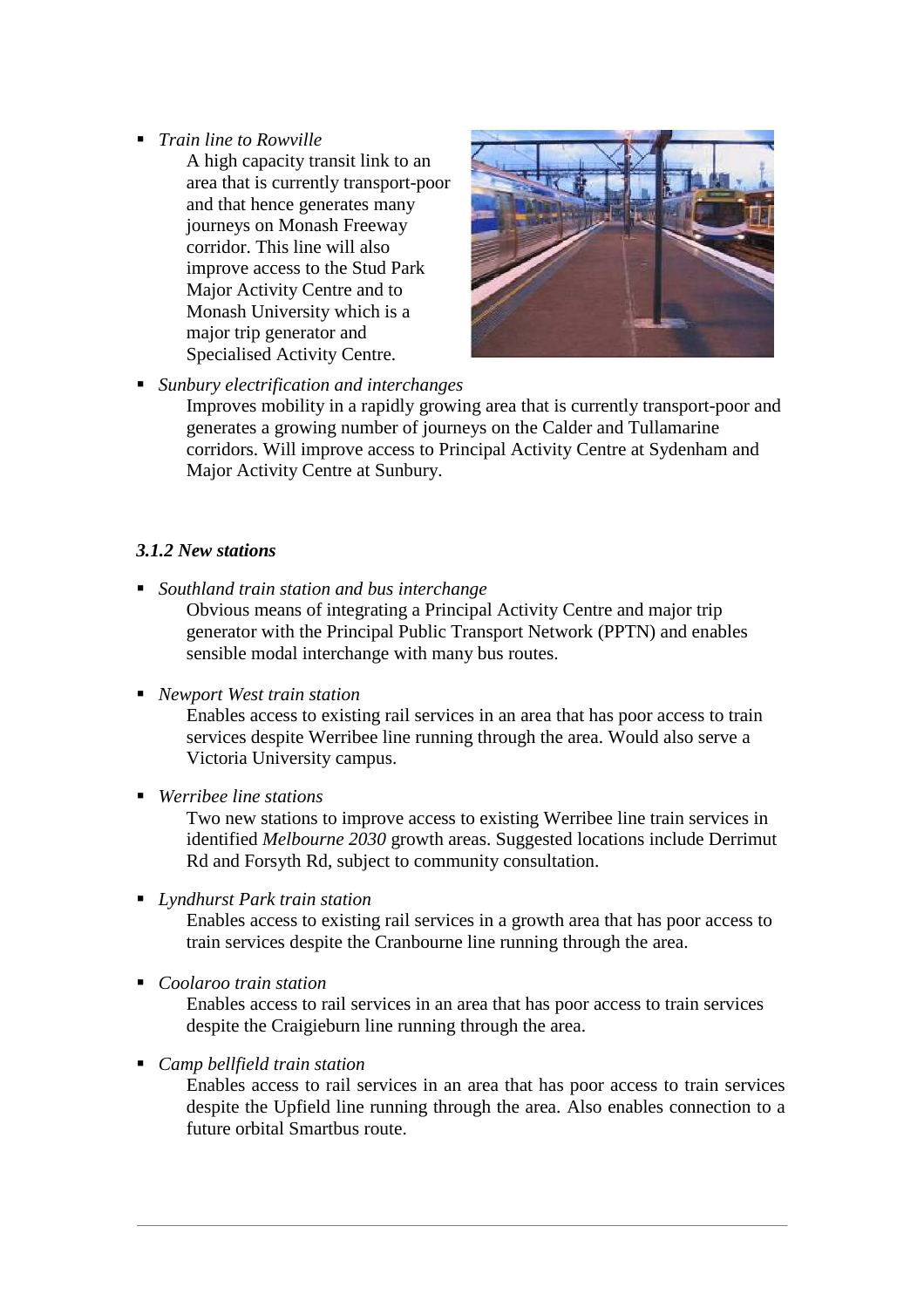- *Train line to Rowville*
  A high capacity transit link to an area that is currently transport-poor and that hence generates many journeys on Monash Freeway corridor. This line will also improve access to the Stud Park Major Activity Centre and to Monash University which is a major trip generator and Specialised Activity Centre.

- *Sunbury electrification and interchanges*
  Improves mobility in a rapidly growing area that is currently transport-poor and generates a growing number of journeys on the Calder and Tullamarine corridors. Will improve access to Principal Activity Centre at Sydenham and Major Activity Centre at Sunbury.

### *3.1.2 New stations*

- *Southland train station and bus interchange*
  Obvious means of integrating a Principal Activity Centre and major trip generator with the Principal Public Transport Network (PPTN) and enables sensible modal interchange with many bus routes.

- *Newport West train station*
  Enables access to existing rail services in an area that has poor access to train services despite Werribee line running through the area. Would also serve a Victoria University campus.

- *Werribee line stations*
  Two new stations to improve access to existing Werribee line train services in identified *Melbourne 2030* growth areas. Suggested locations include Derrimut Rd and Forsyth Rd, subject to community consultation.

- *Lyndhurst Park train station*
  Enables access to existing rail services in a growth area that has poor access to train services despite the Cranbourne line running through the area.

- *Coolaroo train station*
  Enables access to rail services in an area that has poor access to train services despite the Craigieburn line running through the area.

- *Camp bellfield train station*
  Enables access to rail services in an area that has poor access to train services despite the Upfield line running through the area. Also enables connection to a future orbital Smartbus route.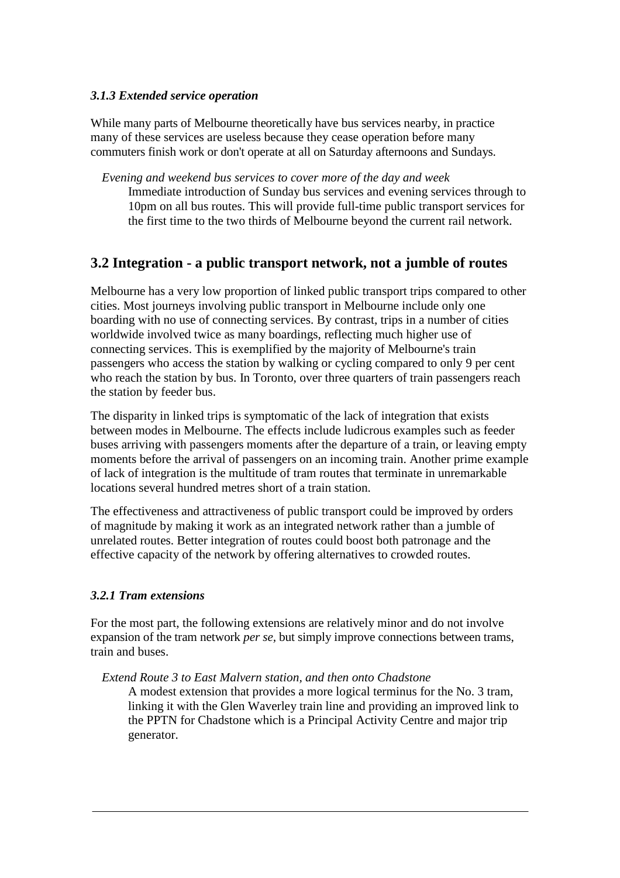### *3.1.3 Extended service operation*

While many parts of Melbourne theoretically have bus services nearby, in practice many of these services are useless because they cease operation before many commuters finish work or don't operate at all on Saturday afternoons and Sundays.

*Evening and weekend bus services to cover more of the day and week*
Immediate introduction of Sunday bus services and evening services through to 10pm on all bus routes. This will provide full-time public transport services for the first time to the two thirds of Melbourne beyond the current rail network.

## 3.2 Integration - a public transport network, not a jumble of routes

Melbourne has a very low proportion of linked public transport trips compared to other cities. Most journeys involving public transport in Melbourne include only one boarding with no use of connecting services. By contrast, trips in a number of cities worldwide involved twice as many boardings, reflecting much higher use of connecting services. This is exemplified by the majority of Melbourne's train passengers who access the station by walking or cycling compared to only 9 per cent who reach the station by bus. In Toronto, over three quarters of train passengers reach the station by feeder bus.

The disparity in linked trips is symptomatic of the lack of integration that exists between modes in Melbourne. The effects include ludicrous examples such as feeder buses arriving with passengers moments after the departure of a train, or leaving empty moments before the arrival of passengers on an incoming train. Another prime example of lack of integration is the multitude of tram routes that terminate in unremarkable locations several hundred metres short of a train station.

The effectiveness and attractiveness of public transport could be improved by orders of magnitude by making it work as an integrated network rather than a jumble of unrelated routes. Better integration of routes could boost both patronage and the effective capacity of the network by offering alternatives to crowded routes.

### *3.2.1 Tram extensions*

For the most part, the following extensions are relatively minor and do not involve expansion of the tram network *per se*, but simply improve connections between trams, train and buses.

*Extend Route 3 to East Malvern station, and then onto Chadstone*
A modest extension that provides a more logical terminus for the No. 3 tram, linking it with the Glen Waverley train line and providing an improved link to the PPTN for Chadstone which is a Principal Activity Centre and major trip generator.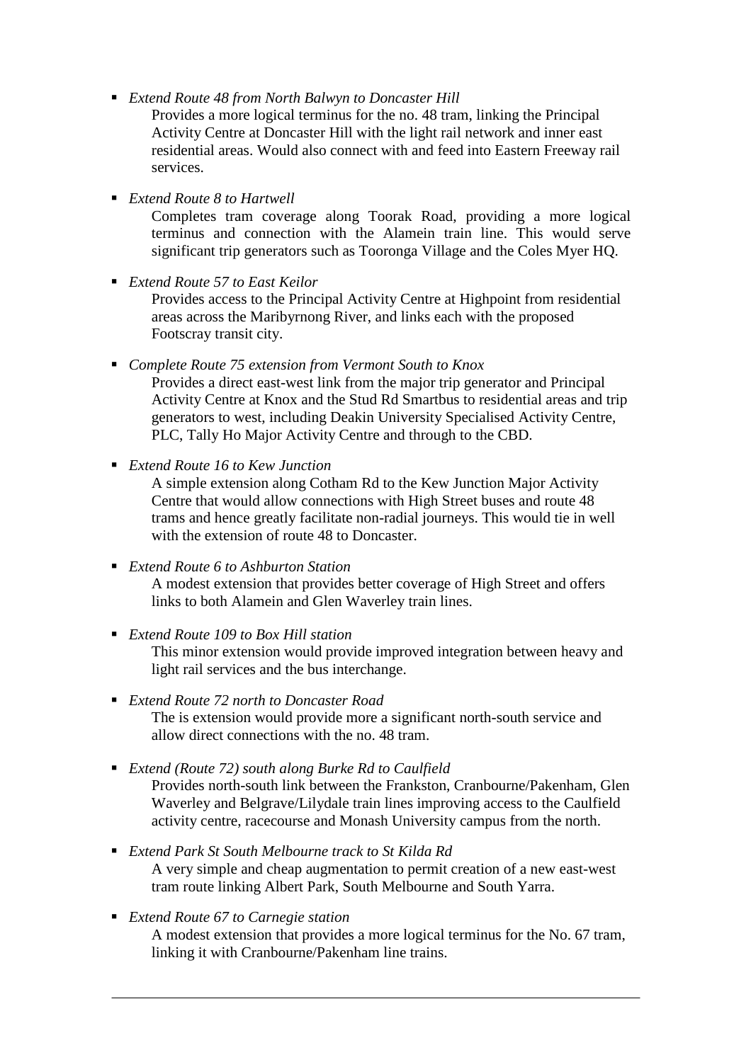- *Extend Route 48 from North Balwyn to Doncaster Hill*
  Provides a more logical terminus for the no. 48 tram, linking the Principal Activity Centre at Doncaster Hill with the light rail network and inner east residential areas. Would also connect with and feed into Eastern Freeway rail services.

- *Extend Route 8 to Hartwell*
  Completes tram coverage along Toorak Road, providing a more logical terminus and connection with the Alamein train line. This would serve significant trip generators such as Tooronga Village and the Coles Myer HQ.

- *Extend Route 57 to East Keilor*
  Provides access to the Principal Activity Centre at Highpoint from residential areas across the Maribyrnong River, and links each with the proposed Footscray transit city.

- *Complete Route 75 extension from Vermont South to Knox*
  Provides a direct east-west link from the major trip generator and Principal Activity Centre at Knox and the Stud Rd Smartbus to residential areas and trip generators to west, including Deakin University Specialised Activity Centre, PLC, Tally Ho Major Activity Centre and through to the CBD.

- *Extend Route 16 to Kew Junction*
  A simple extension along Cotham Rd to the Kew Junction Major Activity Centre that would allow connections with High Street buses and route 48 trams and hence greatly facilitate non-radial journeys. This would tie in well with the extension of route 48 to Doncaster.

- *Extend Route 6 to Ashburton Station*
  A modest extension that provides better coverage of High Street and offers links to both Alamein and Glen Waverley train lines.

- *Extend Route 109 to Box Hill station*
  This minor extension would provide improved integration between heavy and light rail services and the bus interchange.

- *Extend Route 72 north to Doncaster Road*
  The is extension would provide more a significant north-south service and allow direct connections with the no. 48 tram.

- *Extend (Route 72) south along Burke Rd to Caulfield*
  Provides north-south link between the Frankston, Cranbourne/Pakenham, Glen Waverley and Belgrave/Lilydale train lines improving access to the Caulfield activity centre, racecourse and Monash University campus from the north.

- *Extend Park St South Melbourne track to St Kilda Rd*
  A very simple and cheap augmentation to permit creation of a new east-west tram route linking Albert Park, South Melbourne and South Yarra.

- *Extend Route 67 to Carnegie station*
  A modest extension that provides a more logical terminus for the No. 67 tram, linking it with Cranbourne/Pakenham line trains.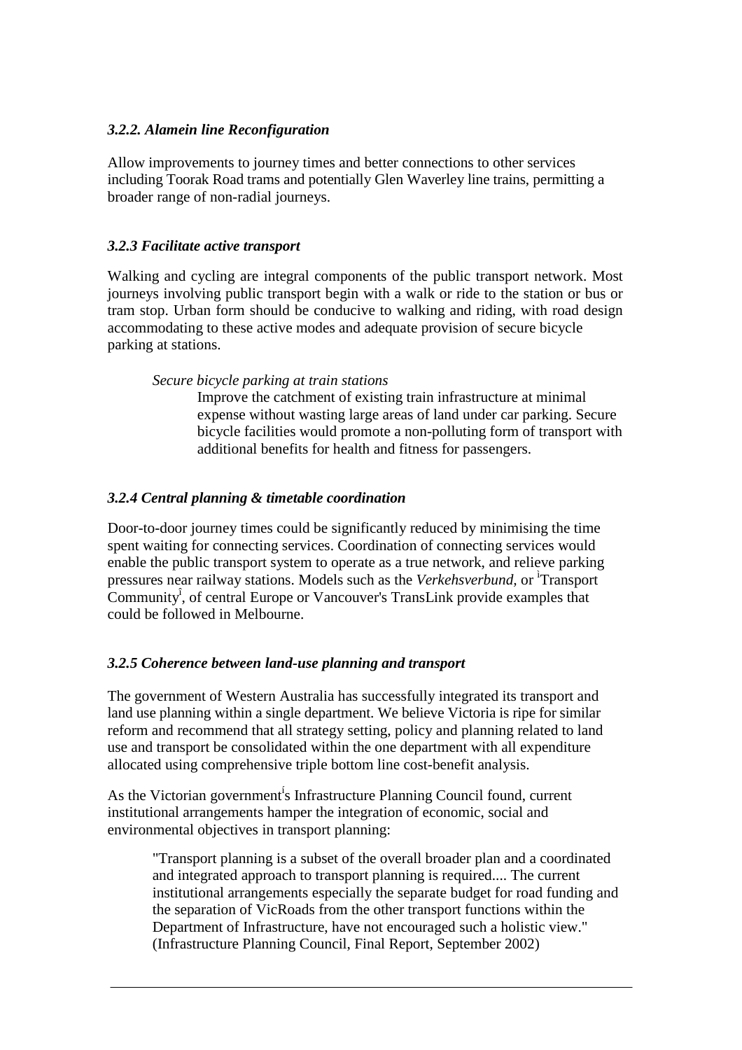### *3.2.2. Alamein line Reconfiguration*

Allow improvements to journey times and better connections to other services including Toorak Road trams and potentially Glen Waverley line trains, permitting a broader range of non-radial journeys.

### *3.2.3 Facilitate active transport*

Walking and cycling are integral components of the public transport network. Most journeys involving public transport begin with a walk or ride to the station or bus or tram stop. Urban form should be conducive to walking and riding, with road design accommodating to these active modes and adequate provision of secure bicycle parking at stations.

> *Secure bicycle parking at train stations*
>
> Improve the catchment of existing train infrastructure at minimal expense without wasting large areas of land under car parking. Secure bicycle facilities would promote a non-polluting form of transport with additional benefits for health and fitness for passengers.

### *3.2.4 Central planning & timetable coordination*

Door-to-door journey times could be significantly reduced by minimising the time spent waiting for connecting services. Coordination of connecting services would enable the public transport system to operate as a true network, and relieve parking pressures near railway stations. Models such as the *Verkehsverbund,* or ìTransport Communityî, of central Europe or Vancouver's TransLink provide examples that could be followed in Melbourne.

### *3.2.5 Coherence between land-use planning and transport*

The government of Western Australia has successfully integrated its transport and land use planning within a single department. We believe Victoria is ripe for similar reform and recommend that all strategy setting, policy and planning related to land use and transport be consolidated within the one department with all expenditure allocated using comprehensive triple bottom line cost-benefit analysis.

As the Victorian governmentís Infrastructure Planning Council found, current institutional arrangements hamper the integration of economic, social and environmental objectives in transport planning:

> "Transport planning is a subset of the overall broader plan and a coordinated and integrated approach to transport planning is required.... The current institutional arrangements especially the separate budget for road funding and the separation of VicRoads from the other transport functions within the Department of Infrastructure, have not encouraged such a holistic view." (Infrastructure Planning Council, Final Report, September 2002)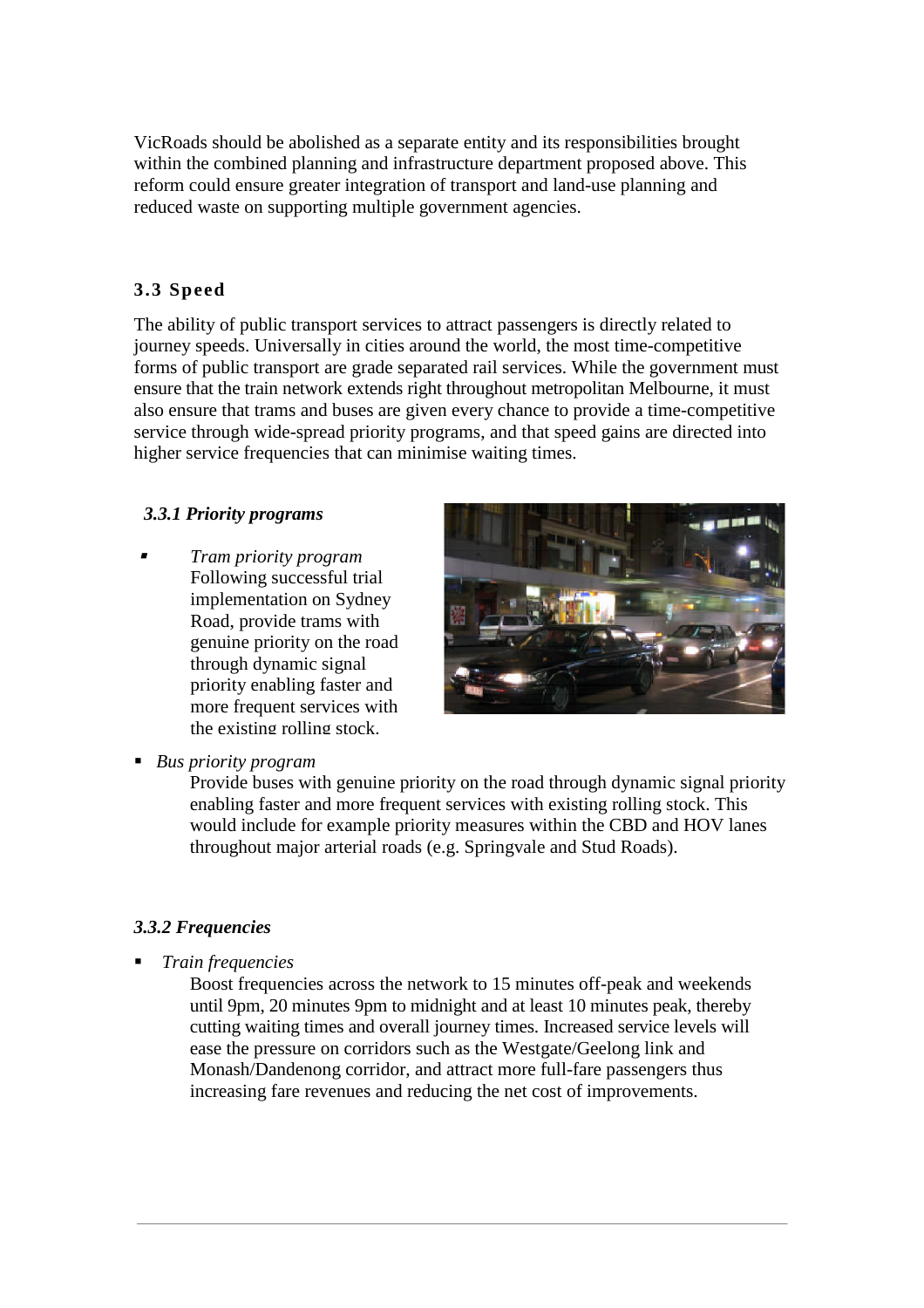VicRoads should be abolished as a separate entity and its responsibilities brought within the combined planning and infrastructure department proposed above. This reform could ensure greater integration of transport and land-use planning and reduced waste on supporting multiple government agencies.

### 3.3 Speed

The ability of public transport services to attract passengers is directly related to journey speeds. Universally in cities around the world, the most time-competitive forms of public transport are grade separated rail services. While the government must ensure that the train network extends right throughout metropolitan Melbourne, it must also ensure that trams and buses are given every chance to provide a time-competitive service through wide-spread priority programs, and that speed gains are directed into higher service frequencies that can minimise waiting times.

#### *3.3.1 Priority programs*

- *Tram priority program*
  Following successful trial implementation on Sydney Road, provide trams with genuine priority on the road through dynamic signal priority enabling faster and more frequent services with the existing rolling stock.

- *Bus priority program*
  Provide buses with genuine priority on the road through dynamic signal priority enabling faster and more frequent services with existing rolling stock. This would include for example priority measures within the CBD and HOV lanes throughout major arterial roads (e.g. Springvale and Stud Roads).

#### *3.3.2 Frequencies*

- *Train frequencies*
  Boost frequencies across the network to 15 minutes off-peak and weekends until 9pm, 20 minutes 9pm to midnight and at least 10 minutes peak, thereby cutting waiting times and overall journey times. Increased service levels will ease the pressure on corridors such as the Westgate/Geelong link and Monash/Dandenong corridor, and attract more full-fare passengers thus increasing fare revenues and reducing the net cost of improvements.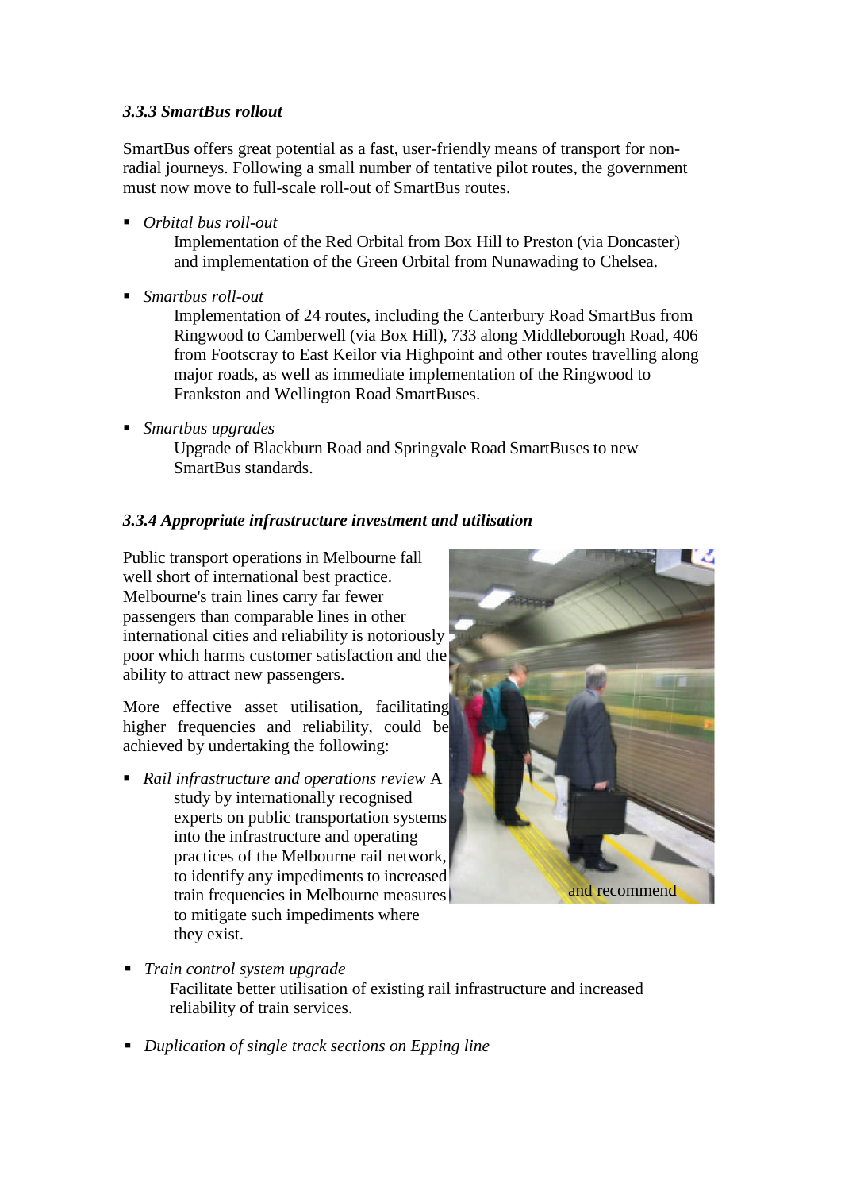### *3.3.3 SmartBus rollout*

SmartBus offers great potential as a fast, user-friendly means of transport for non-radial journeys. Following a small number of tentative pilot routes, the government must now move to full-scale roll-out of SmartBus routes.

- *Orbital bus roll-out*
  Implementation of the Red Orbital from Box Hill to Preston (via Doncaster) and implementation of the Green Orbital from Nunawading to Chelsea.

- *Smartbus roll-out*
  Implementation of 24 routes, including the Canterbury Road SmartBus from Ringwood to Camberwell (via Box Hill), 733 along Middleborough Road, 406 from Footscray to East Keilor via Highpoint and other routes travelling along major roads, as well as immediate implementation of the Ringwood to Frankston and Wellington Road SmartBuses.

- *Smartbus upgrades*
  Upgrade of Blackburn Road and Springvale Road SmartBuses to new SmartBus standards.

### *3.3.4 Appropriate infrastructure investment and utilisation*

Public transport operations in Melbourne fall well short of international best practice. Melbourne's train lines carry far fewer passengers than comparable lines in other international cities and reliability is notoriously poor which harms customer satisfaction and the ability to attract new passengers.

More effective asset utilisation, facilitating higher frequencies and reliability, could be achieved by undertaking the following:

- *Rail infrastructure and operations review* A study by internationally recognised experts on public transportation systems into the infrastructure and operating practices of the Melbourne rail network, to identify any impediments to increased train frequencies in Melbourne and recommend measures to mitigate such impediments where they exist.

- *Train control system upgrade*
  Facilitate better utilisation of existing rail infrastructure and increased reliability of train services.

- *Duplication of single track sections on Epping line*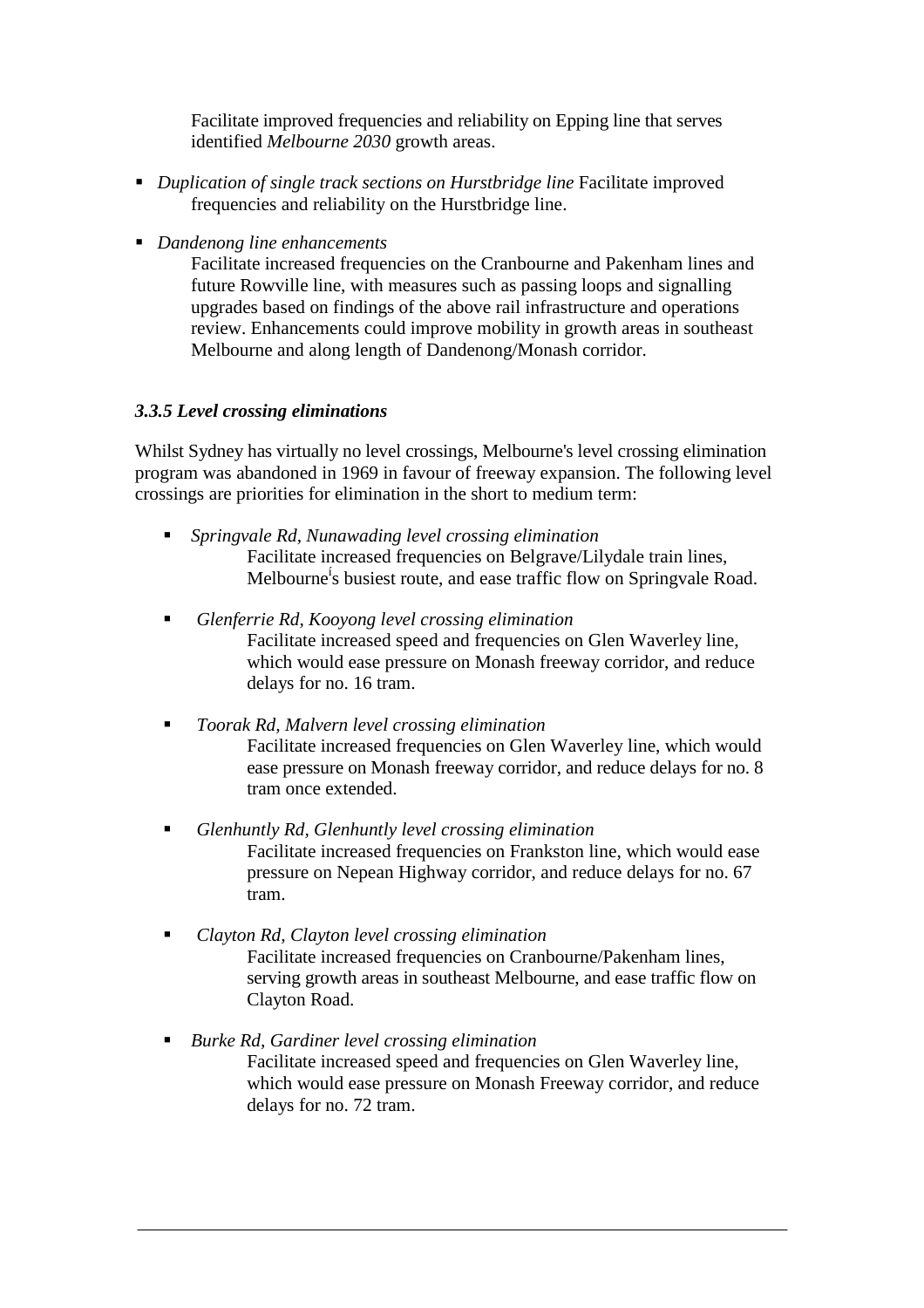Facilitate improved frequencies and reliability on Epping line that serves identified *Melbourne 2030* growth areas.

- *Duplication of single track sections on Hurstbridge line* Facilitate improved frequencies and reliability on the Hurstbridge line.
- *Dandenong line enhancements*
  Facilitate increased frequencies on the Cranbourne and Pakenham lines and future Rowville line, with measures such as passing loops and signalling upgrades based on findings of the above rail infrastructure and operations review. Enhancements could improve mobility in growth areas in southeast Melbourne and along length of Dandenong/Monash corridor.

### *3.3.5 Level crossing eliminations*

Whilst Sydney has virtually no level crossings, Melbourne's level crossing elimination program was abandoned in 1969 in favour of freeway expansion. The following level crossings are priorities for elimination in the short to medium term:

- *Springvale Rd, Nunawading level crossing elimination*
  Facilitate increased frequencies on Belgrave/Lilydale train lines, Melbourne's busiest route, and ease traffic flow on Springvale Road.
- *Glenferrie Rd, Kooyong level crossing elimination*
  Facilitate increased speed and frequencies on Glen Waverley line, which would ease pressure on Monash freeway corridor, and reduce delays for no. 16 tram.
- *Toorak Rd, Malvern level crossing elimination*
  Facilitate increased frequencies on Glen Waverley line, which would ease pressure on Monash freeway corridor, and reduce delays for no. 8 tram once extended.
- *Glenhuntly Rd, Glenhuntly level crossing elimination*
  Facilitate increased frequencies on Frankston line, which would ease pressure on Nepean Highway corridor, and reduce delays for no. 67 tram.
- *Clayton Rd, Clayton level crossing elimination*
  Facilitate increased frequencies on Cranbourne/Pakenham lines, serving growth areas in southeast Melbourne, and ease traffic flow on Clayton Road.
- *Burke Rd, Gardiner level crossing elimination*
  Facilitate increased speed and frequencies on Glen Waverley line, which would ease pressure on Monash Freeway corridor, and reduce delays for no. 72 tram.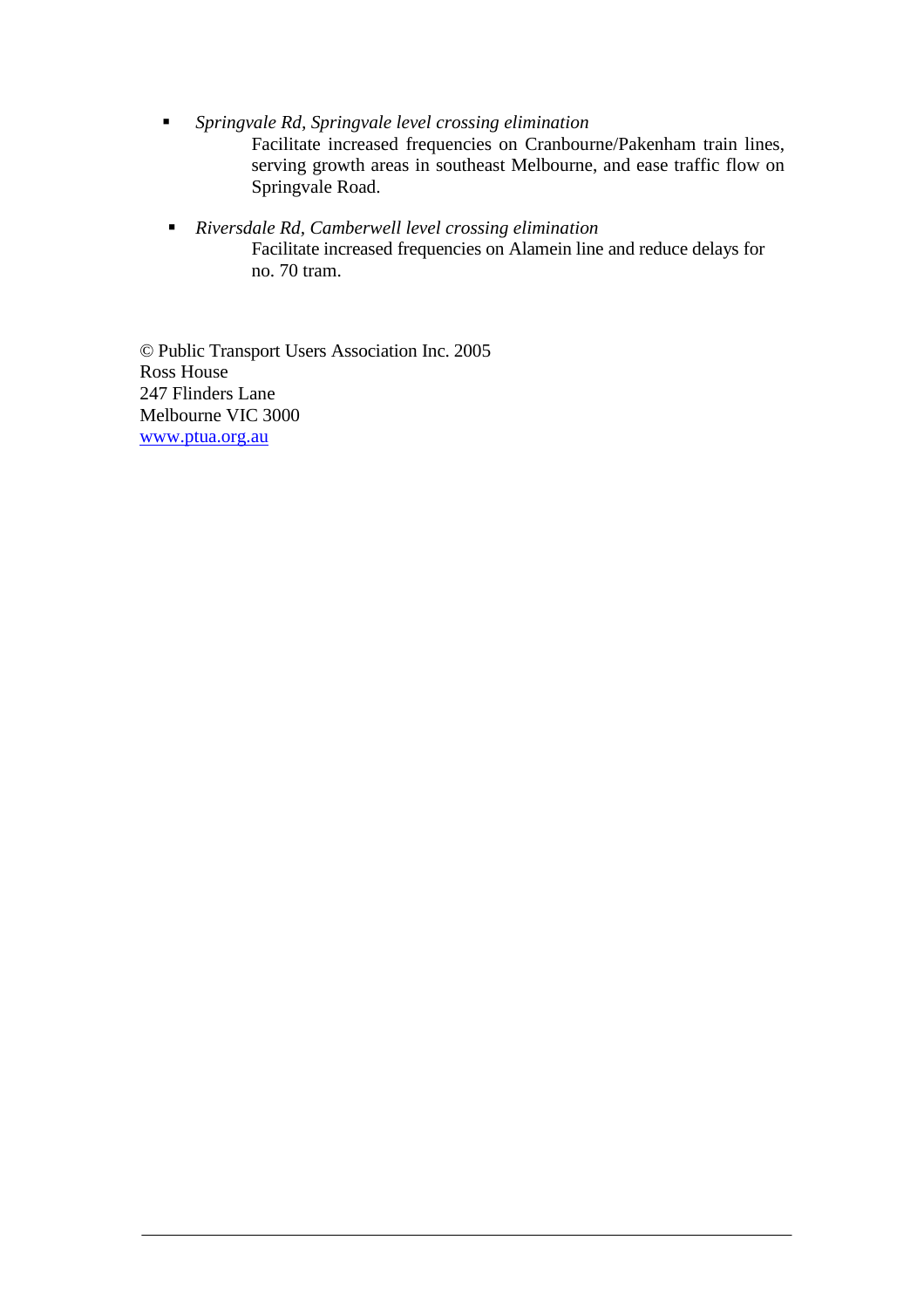- *Springvale Rd, Springvale level crossing elimination*
  Facilitate increased frequencies on Cranbourne/Pakenham train lines, serving growth areas in southeast Melbourne, and ease traffic flow on Springvale Road.

- *Riversdale Rd, Camberwell level crossing elimination*
  Facilitate increased frequencies on Alamein line and reduce delays for no. 70 tram.

© Public Transport Users Association Inc. 2005
Ross House
247 Flinders Lane
Melbourne VIC 3000
www.ptua.org.au